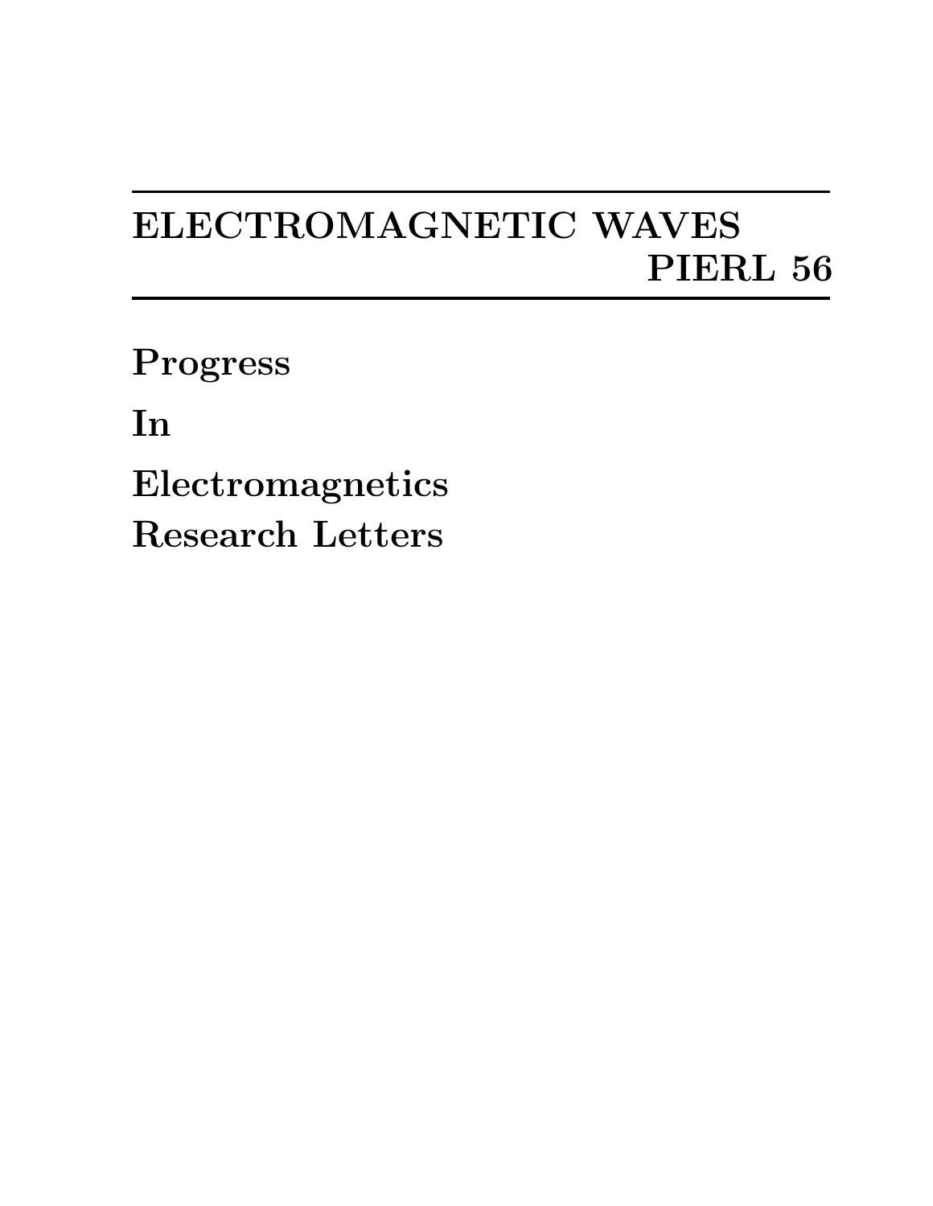# ELECTROMAGNETIC WAVES
# PIERL 56

**Progress**

**In**

**Electromagnetics**
**Research Letters**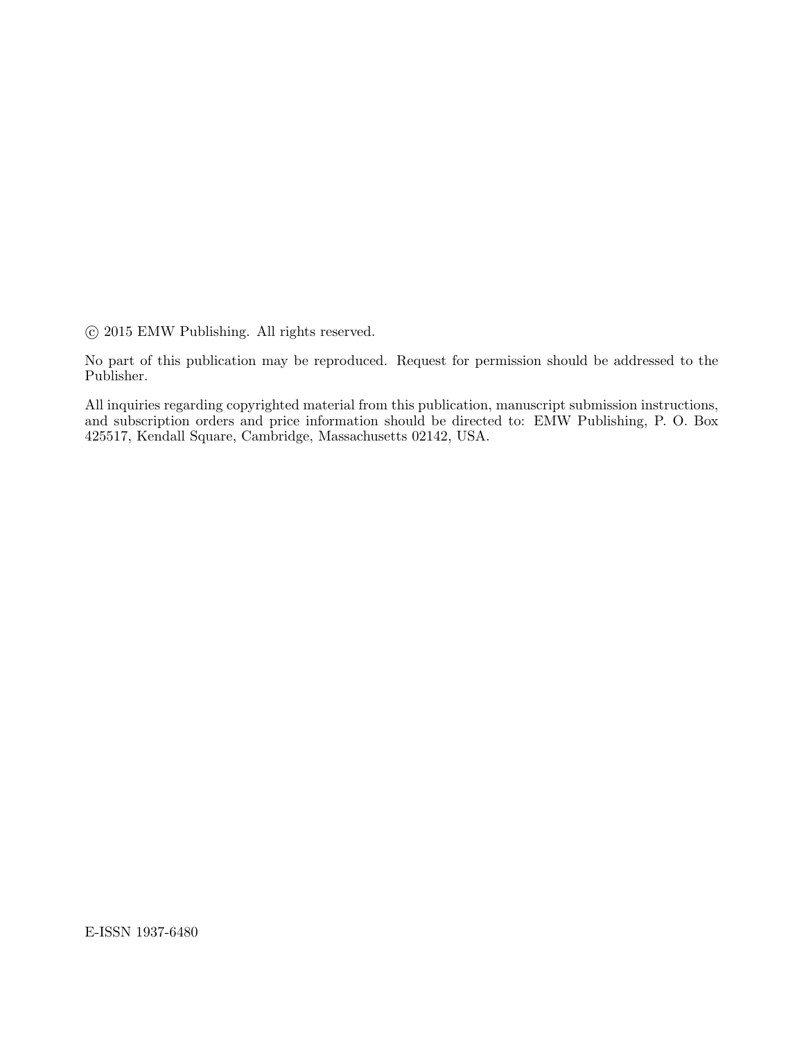© 2015 EMW Publishing. All rights reserved.

No part of this publication may be reproduced. Request for permission should be addressed to the Publisher.

All inquiries regarding copyrighted material from this publication, manuscript submission instructions, and subscription orders and price information should be directed to: EMW Publishing, P. O. Box 425517, Kendall Square, Cambridge, Massachusetts 02142, USA.

E-ISSN 1937-6480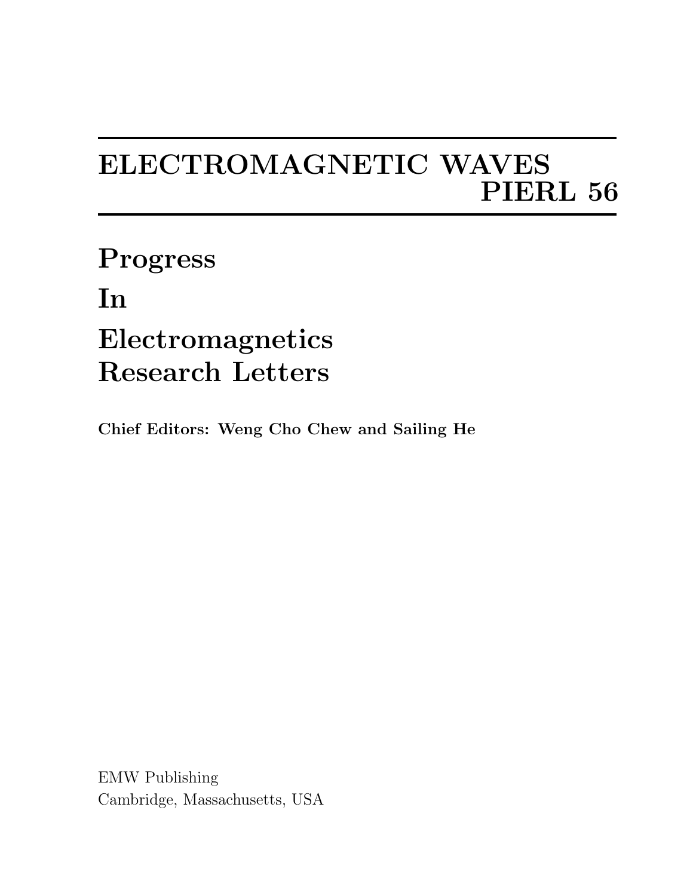# ELECTROMAGNETIC WAVES
# PIERL 56

## Progress
## In
## Electromagnetics
## Research Letters

**Chief Editors: Weng Cho Chew and Sailing He**

EMW Publishing
Cambridge, Massachusetts, USA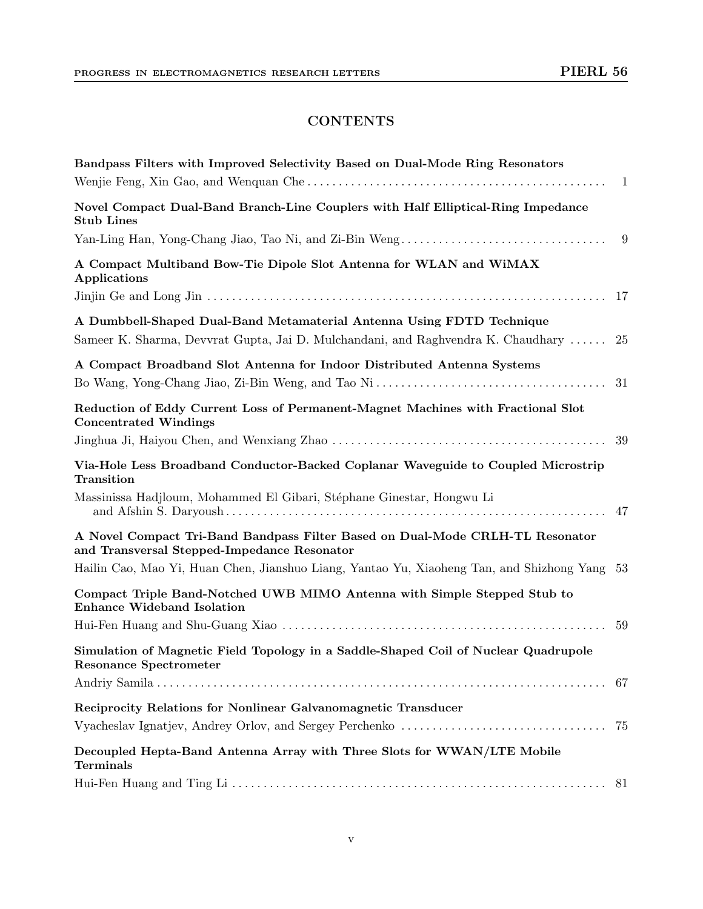## CONTENTS

**Bandpass Filters with Improved Selectivity Based on Dual-Mode Ring Resonators**
Wenjie Feng, Xin Gao, and Wenquan Che . . . . . . . . . . 1

**Novel Compact Dual-Band Branch-Line Couplers with Half Elliptical-Ring Impedance Stub Lines**
Yan-Ling Han, Yong-Chang Jiao, Tao Ni, and Zi-Bin Weng . . . . . . . . . . 9

**A Compact Multiband Bow-Tie Dipole Slot Antenna for WLAN and WiMAX Applications**
Jinjin Ge and Long Jin . . . . . . . . . . 17

**A Dumbbell-Shaped Dual-Band Metamaterial Antenna Using FDTD Technique**
Sameer K. Sharma, Devvrat Gupta, Jai D. Mulchandani, and Raghvendra K. Chaudhary . . . . . . 25

**A Compact Broadband Slot Antenna for Indoor Distributed Antenna Systems**
Bo Wang, Yong-Chang Jiao, Zi-Bin Weng, and Tao Ni . . . . . . . . . . 31

**Reduction of Eddy Current Loss of Permanent-Magnet Machines with Fractional Slot Concentrated Windings**
Jinghua Ji, Haiyou Chen, and Wenxiang Zhao . . . . . . . . . . 39

**Via-Hole Less Broadband Conductor-Backed Coplanar Waveguide to Coupled Microstrip Transition**
Massinissa Hadjloum, Mohammed El Gibari, Stéphane Ginestar, Hongwu Li and Afshin S. Daryoush . . . . . . . . . . 47

**A Novel Compact Tri-Band Bandpass Filter Based on Dual-Mode CRLH-TL Resonator and Transversal Stepped-Impedance Resonator**
Hailin Cao, Mao Yi, Huan Chen, Jianshuo Liang, Yantao Yu, Xiaoheng Tan, and Shizhong Yang 53

**Compact Triple Band-Notched UWB MIMO Antenna with Simple Stepped Stub to Enhance Wideband Isolation**
Hui-Fen Huang and Shu-Guang Xiao . . . . . . . . . . 59

**Simulation of Magnetic Field Topology in a Saddle-Shaped Coil of Nuclear Quadrupole Resonance Spectrometer**
Andriy Samila . . . . . . . . . . 67

**Reciprocity Relations for Nonlinear Galvanomagnetic Transducer**
Vyacheslav Ignatjev, Andrey Orlov, and Sergey Perchenko . . . . . . . . . . 75

**Decoupled Hepta-Band Antenna Array with Three Slots for WWAN/LTE Mobile Terminals**
Hui-Fen Huang and Ting Li . . . . . . . . . . 81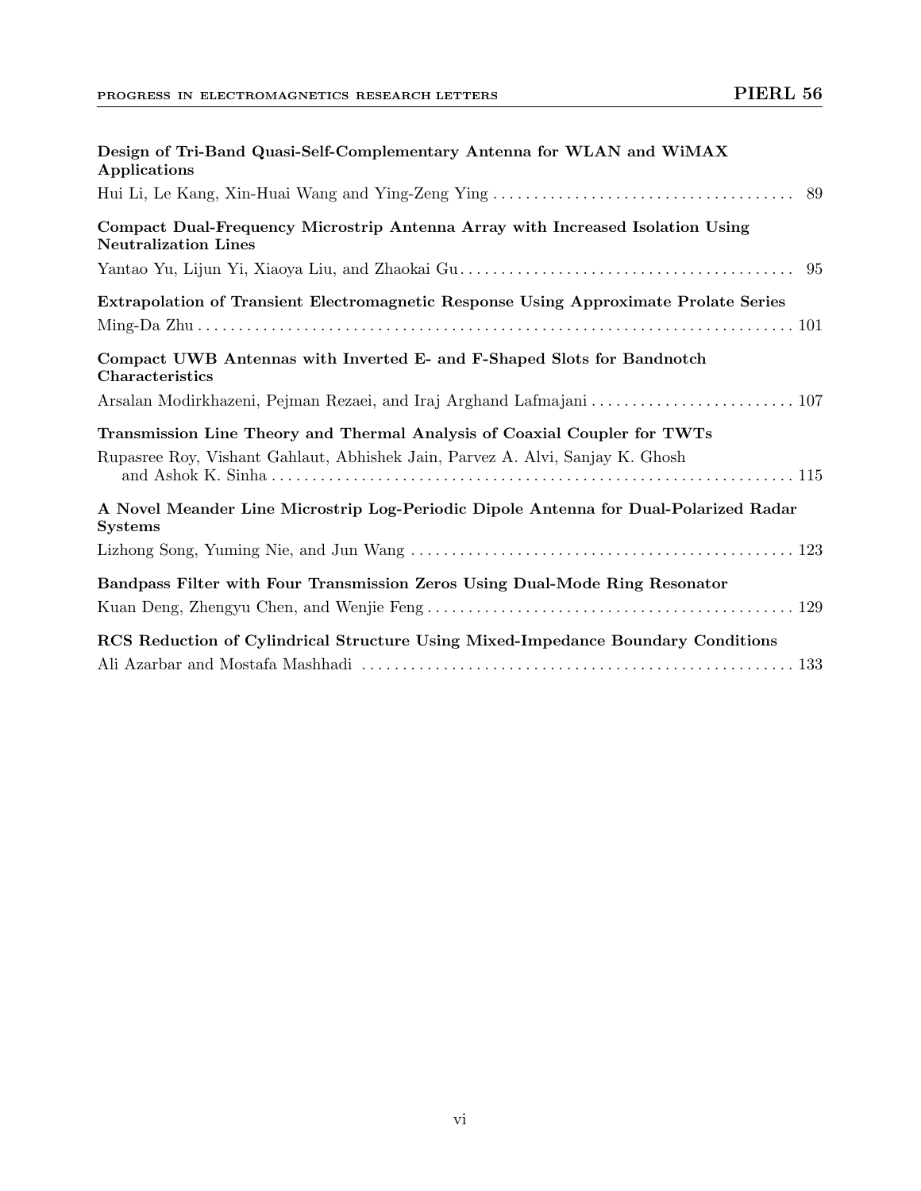**Design of Tri-Band Quasi-Self-Complementary Antenna for WLAN and WiMAX Applications**

Hui Li, Le Kang, Xin-Huai Wang and Ying-Zeng Ying . . . . . . . . . . . . . . . . . . . . . . . . . . . . . . . . . . . . . 89

**Compact Dual-Frequency Microstrip Antenna Array with Increased Isolation Using Neutralization Lines**

Yantao Yu, Lijun Yi, Xiaoya Liu, and Zhaokai Gu . . . . . . . . . . . . . . . . . . . . . . . . . . . . . . . . . . . . . . . . . 95

**Extrapolation of Transient Electromagnetic Response Using Approximate Prolate Series**

Ming-Da Zhu . . . . . . . . . . . . . . . . . . . . . . . . . . . . . . . . . . . . . . . . . . . . . . . . . . . . . . . . . . . . . . . . . . . . . . . . 101

**Compact UWB Antennas with Inverted E- and F-Shaped Slots for Bandnotch Characteristics**

Arsalan Modirkhazeni, Pejman Rezaei, and Iraj Arghand Lafmajani . . . . . . . . . . . . . . . . . . . . . . . . . 107

**Transmission Line Theory and Thermal Analysis of Coaxial Coupler for TWTs**

Rupasree Roy, Vishant Gahlaut, Abhishek Jain, Parvez A. Alvi, Sanjay K. Ghosh and Ashok K. Sinha . . . . . . . . . . . . . . . . . . . . . . . . . . . . . . . . . . . . . . . . . . . . . . . . . . . . . . . . . . . . . . . . . 115

**A Novel Meander Line Microstrip Log-Periodic Dipole Antenna for Dual-Polarized Radar Systems**

Lizhong Song, Yuming Nie, and Jun Wang . . . . . . . . . . . . . . . . . . . . . . . . . . . . . . . . . . . . . . . . . . . . . . . 123

**Bandpass Filter with Four Transmission Zeros Using Dual-Mode Ring Resonator**

Kuan Deng, Zhengyu Chen, and Wenjie Feng . . . . . . . . . . . . . . . . . . . . . . . . . . . . . . . . . . . . . . . . . . . . . 129

**RCS Reduction of Cylindrical Structure Using Mixed-Impedance Boundary Conditions**

Ali Azarbar and Mostafa Mashhadi . . . . . . . . . . . . . . . . . . . . . . . . . . . . . . . . . . . . . . . . . . . . . . . . . . . . . 133